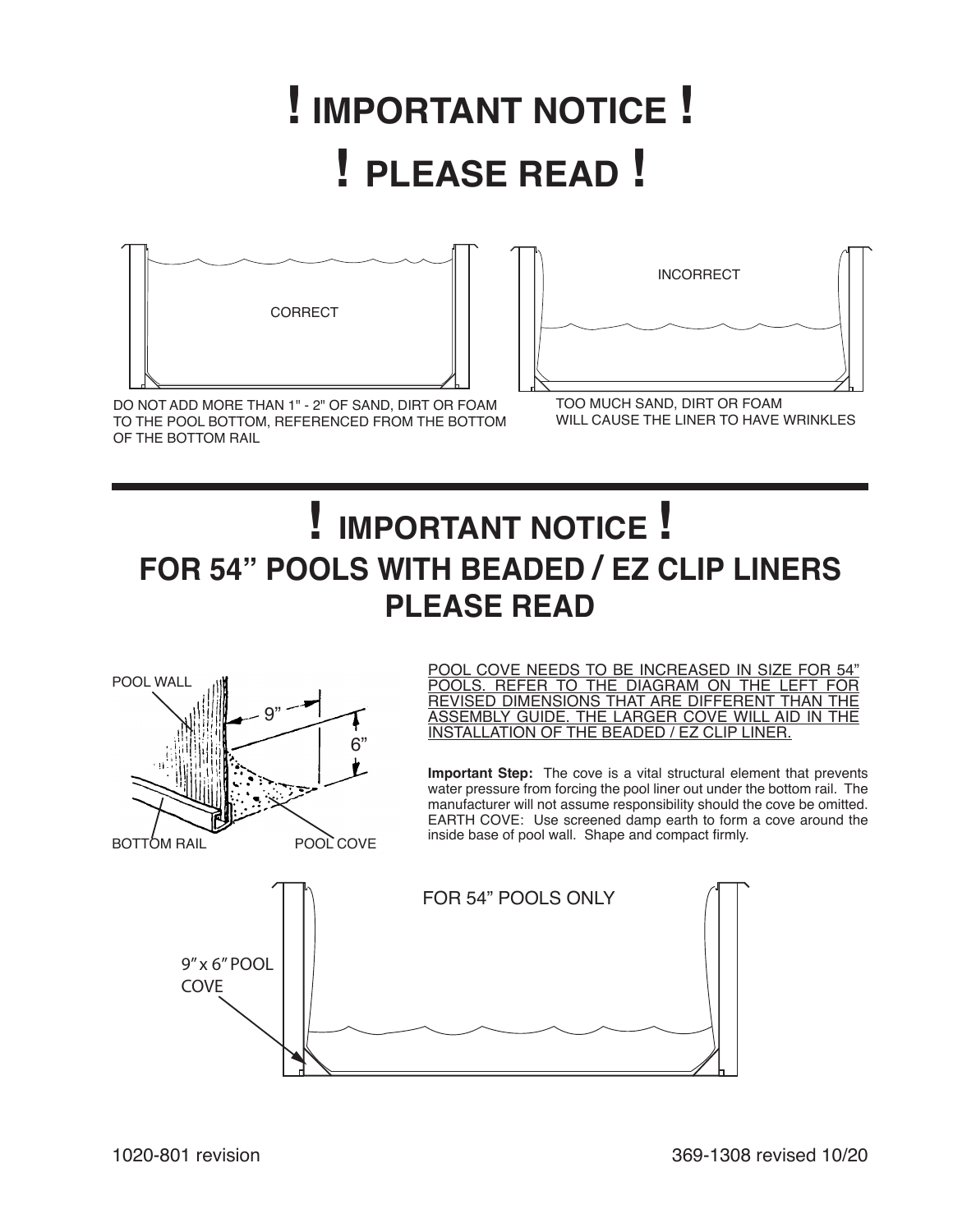# ! IMPORTANT NOTICE !

# ! PLEASE READ !

CORRECT

DO NOT ADD MORE THAN 1" - 2" OF SAND, DIRT OR FOAM TO THE POOL BOTTOM, REFERENCED FROM THE BOTTOM OF THE BOTTOM RAIL

INCORRECT

TOO MUCH SAND, DIRT OR FOAM WILL CAUSE THE LINER TO HAVE WRINKLES

---

# ! IMPORTANT NOTICE !

## FOR 54" POOLS WITH BEADED / EZ CLIP LINERS PLEASE READ

POOL WALL

9"

6"

BOTTOM RAIL

POOL COVE

POOL COVE NEEDS TO BE INCREASED IN SIZE FOR 54" POOLS. REFER TO THE DIAGRAM ON THE LEFT FOR REVISED DIMENSIONS THAT ARE DIFFERENT THAN THE ASSEMBLY GUIDE. THE LARGER COVE WILL AID IN THE INSTALLATION OF THE BEADED / EZ CLIP LINER.

**Important Step:** The cove is a vital structural element that prevents water pressure from forcing the pool liner out under the bottom rail. The manufacturer will not assume responsibility should the cove be omitted. EARTH COVE: Use screened damp earth to form a cove around the inside base of pool wall. Shape and compact firmly.

FOR 54" POOLS ONLY

9" x 6" POOL COVE

1020-801 revision

369-1308 revised 10/20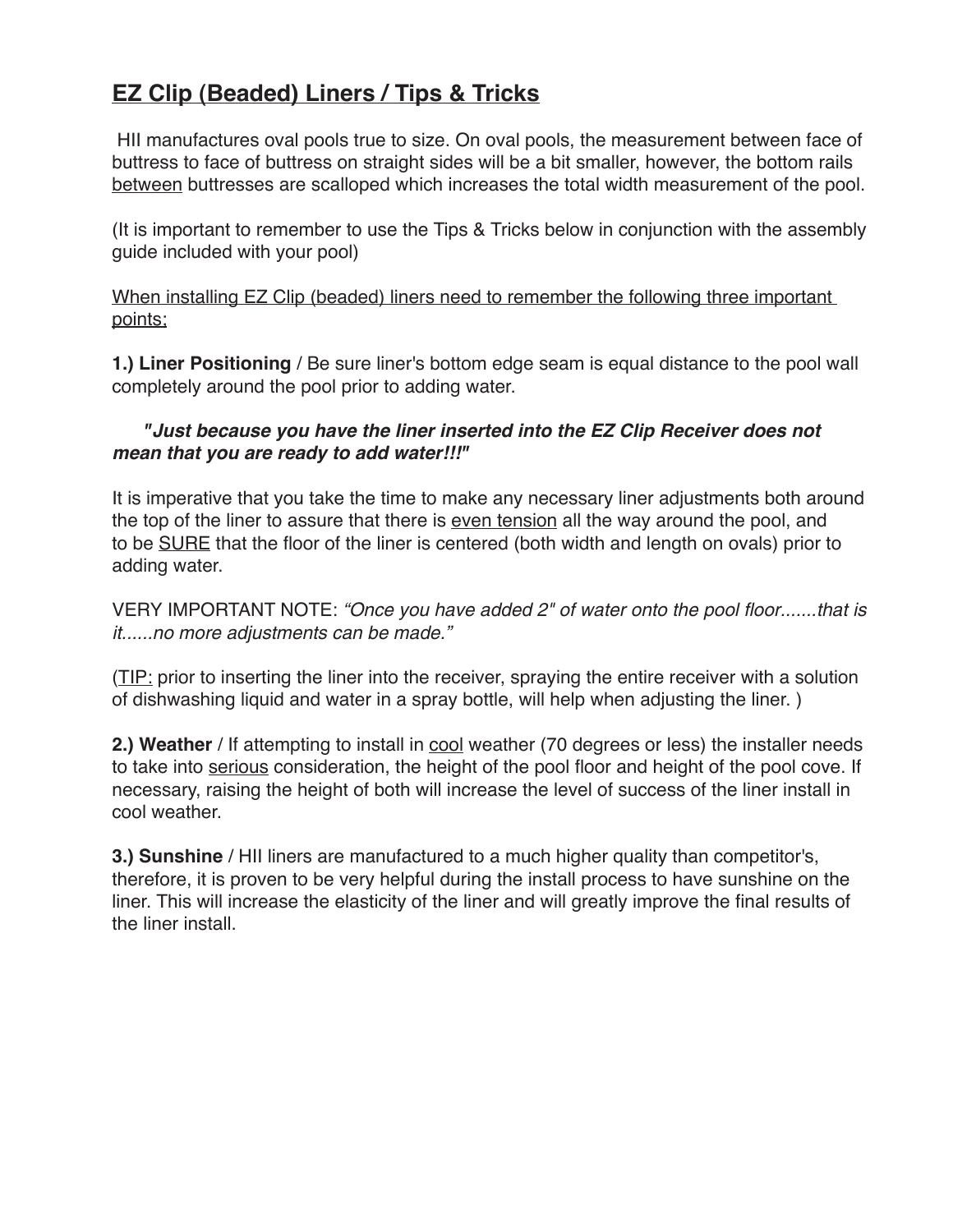# EZ Clip (Beaded) Liners / Tips & Tricks

HII manufactures oval pools true to size. On oval pools, the measurement between face of buttress to face of buttress on straight sides will be a bit smaller, however, the bottom rails between buttresses are scalloped which increases the total width measurement of the pool.

(It is important to remember to use the Tips & Tricks below in conjunction with the assembly guide included with your pool)

When installing EZ Clip (beaded) liners need to remember the following three important points:

**1.) Liner Positioning** / Be sure liner's bottom edge seam is equal distance to the pool wall completely around the pool prior to adding water.

***"Just because you have the liner inserted into the EZ Clip Receiver does not mean that you are ready to add water!!!"***

It is imperative that you take the time to make any necessary liner adjustments both around the top of the liner to assure that there is even tension all the way around the pool, and to be SURE that the floor of the liner is centered (both width and length on ovals) prior to adding water.

VERY IMPORTANT NOTE: *"Once you have added 2" of water onto the pool floor.......that is it......no more adjustments can be made."*

(TIP: prior to inserting the liner into the receiver, spraying the entire receiver with a solution of dishwashing liquid and water in a spray bottle, will help when adjusting the liner. )

**2.) Weather** / If attempting to install in cool weather (70 degrees or less) the installer needs to take into serious consideration, the height of the pool floor and height of the pool cove. If necessary, raising the height of both will increase the level of success of the liner install in cool weather.

**3.) Sunshine** / HII liners are manufactured to a much higher quality than competitor's, therefore, it is proven to be very helpful during the install process to have sunshine on the liner. This will increase the elasticity of the liner and will greatly improve the final results of the liner install.